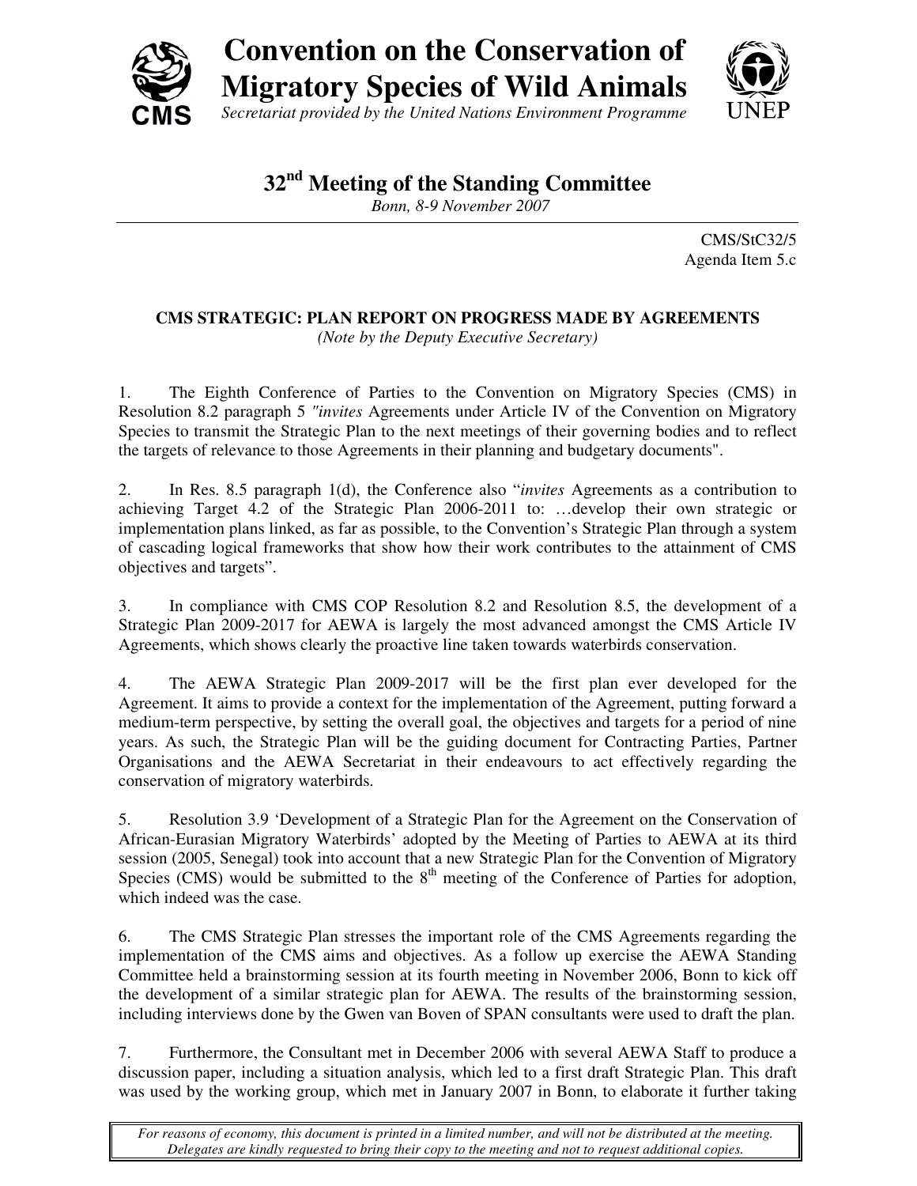# Convention on the Conservation of Migratory Species of Wild Animals

*Secretariat provided by the United Nations Environment Programme*

## 32nd Meeting of the Standing Committee

*Bonn, 8-9 November 2007*

CMS/StC32/5
Agenda Item 5.c

### CMS STRATEGIC: PLAN REPORT ON PROGRESS MADE BY AGREEMENTS

*(Note by the Deputy Executive Secretary)*

1. The Eighth Conference of Parties to the Convention on Migratory Species (CMS) in Resolution 8.2 paragraph 5 "*invites* Agreements under Article IV of the Convention on Migratory Species to transmit the Strategic Plan to the next meetings of their governing bodies and to reflect the targets of relevance to those Agreements in their planning and budgetary documents".

2. In Res. 8.5 paragraph 1(d), the Conference also "*invites* Agreements as a contribution to achieving Target 4.2 of the Strategic Plan 2006-2011 to: …develop their own strategic or implementation plans linked, as far as possible, to the Convention's Strategic Plan through a system of cascading logical frameworks that show how their work contributes to the attainment of CMS objectives and targets".

3. In compliance with CMS COP Resolution 8.2 and Resolution 8.5, the development of a Strategic Plan 2009-2017 for AEWA is largely the most advanced amongst the CMS Article IV Agreements, which shows clearly the proactive line taken towards waterbirds conservation.

4. The AEWA Strategic Plan 2009-2017 will be the first plan ever developed for the Agreement. It aims to provide a context for the implementation of the Agreement, putting forward a medium-term perspective, by setting the overall goal, the objectives and targets for a period of nine years. As such, the Strategic Plan will be the guiding document for Contracting Parties, Partner Organisations and the AEWA Secretariat in their endeavours to act effectively regarding the conservation of migratory waterbirds.

5. Resolution 3.9 'Development of a Strategic Plan for the Agreement on the Conservation of African-Eurasian Migratory Waterbirds' adopted by the Meeting of Parties to AEWA at its third session (2005, Senegal) took into account that a new Strategic Plan for the Convention of Migratory Species (CMS) would be submitted to the 8th meeting of the Conference of Parties for adoption, which indeed was the case.

6. The CMS Strategic Plan stresses the important role of the CMS Agreements regarding the implementation of the CMS aims and objectives. As a follow up exercise the AEWA Standing Committee held a brainstorming session at its fourth meeting in November 2006, Bonn to kick off the development of a similar strategic plan for AEWA. The results of the brainstorming session, including interviews done by the Gwen van Boven of SPAN consultants were used to draft the plan.

7. Furthermore, the Consultant met in December 2006 with several AEWA Staff to produce a discussion paper, including a situation analysis, which led to a first draft Strategic Plan. This draft was used by the working group, which met in January 2007 in Bonn, to elaborate it further taking

*For reasons of economy, this document is printed in a limited number, and will not be distributed at the meeting. Delegates are kindly requested to bring their copy to the meeting and not to request additional copies.*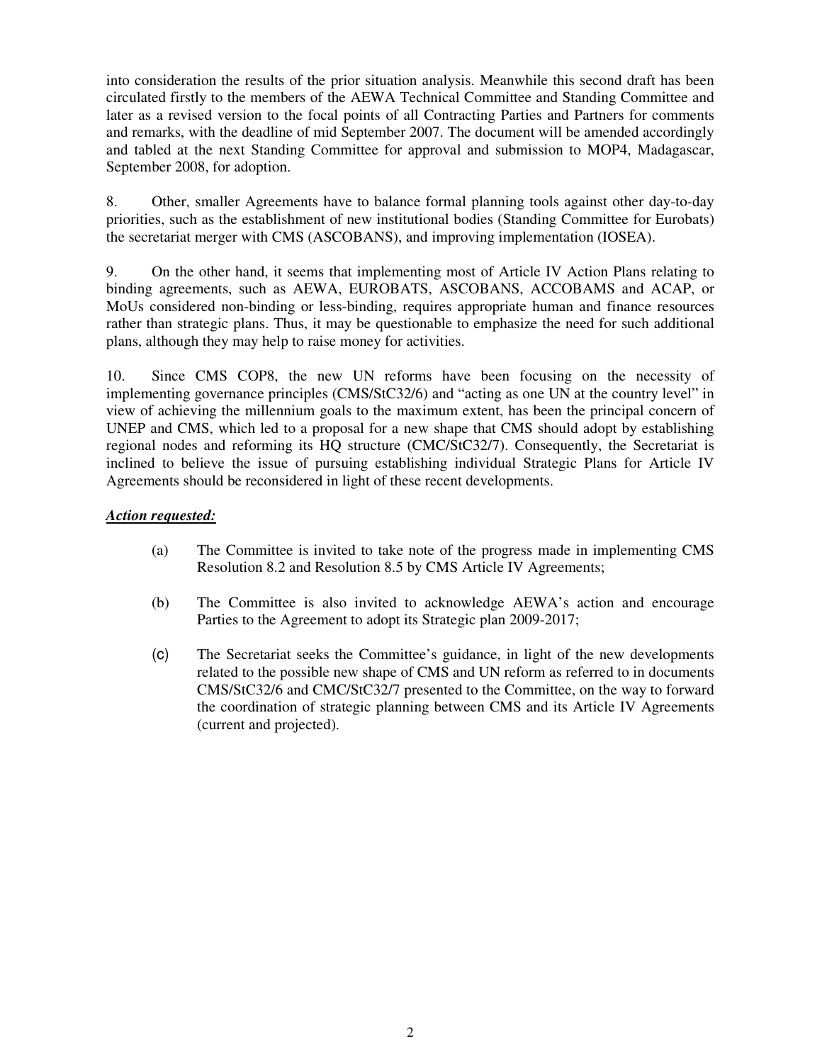into consideration the results of the prior situation analysis. Meanwhile this second draft has been circulated firstly to the members of the AEWA Technical Committee and Standing Committee and later as a revised version to the focal points of all Contracting Parties and Partners for comments and remarks, with the deadline of mid September 2007. The document will be amended accordingly and tabled at the next Standing Committee for approval and submission to MOP4, Madagascar, September 2008, for adoption.

8. Other, smaller Agreements have to balance formal planning tools against other day-to-day priorities, such as the establishment of new institutional bodies (Standing Committee for Eurobats) the secretariat merger with CMS (ASCOBANS), and improving implementation (IOSEA).

9. On the other hand, it seems that implementing most of Article IV Action Plans relating to binding agreements, such as AEWA, EUROBATS, ASCOBANS, ACCOBAMS and ACAP, or MoUs considered non-binding or less-binding, requires appropriate human and finance resources rather than strategic plans. Thus, it may be questionable to emphasize the need for such additional plans, although they may help to raise money for activities.

10. Since CMS COP8, the new UN reforms have been focusing on the necessity of implementing governance principles (CMS/StC32/6) and "acting as one UN at the country level" in view of achieving the millennium goals to the maximum extent, has been the principal concern of UNEP and CMS, which led to a proposal for a new shape that CMS should adopt by establishing regional nodes and reforming its HQ structure (CMC/StC32/7). Consequently, the Secretariat is inclined to believe the issue of pursuing establishing individual Strategic Plans for Article IV Agreements should be reconsidered in light of these recent developments.

***Action requested:***

(a) The Committee is invited to take note of the progress made in implementing CMS Resolution 8.2 and Resolution 8.5 by CMS Article IV Agreements;

(b) The Committee is also invited to acknowledge AEWA's action and encourage Parties to the Agreement to adopt its Strategic plan 2009-2017;

(c) The Secretariat seeks the Committee's guidance, in light of the new developments related to the possible new shape of CMS and UN reform as referred to in documents CMS/StC32/6 and CMC/StC32/7 presented to the Committee, on the way to forward the coordination of strategic planning between CMS and its Article IV Agreements (current and projected).